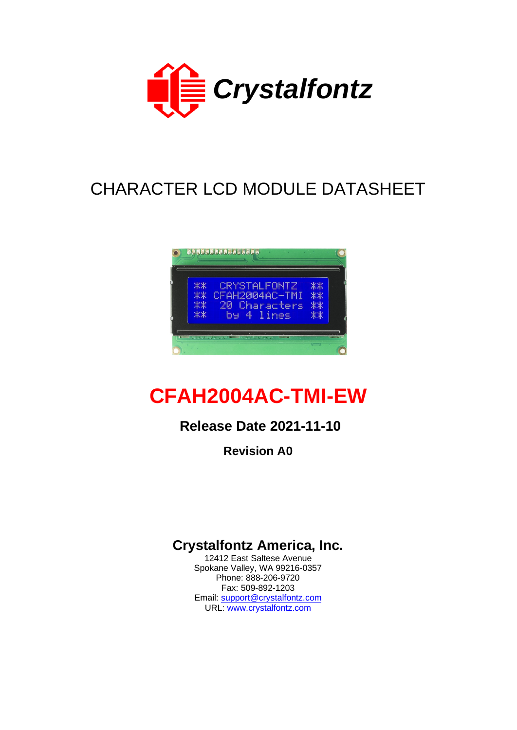# Crystalfontz

## CHARACTER LCD MODULE DATASHEET

# CFAH2004AC-TMI-EW

**Release Date 2021-11-10**

**Revision A0**

**Crystalfontz America, Inc.**
12412 East Saltese Avenue
Spokane Valley, WA 99216-0357
Phone: 888-206-9720
Fax: 509-892-1203
Email: support@crystalfontz.com
URL: www.crystalfontz.com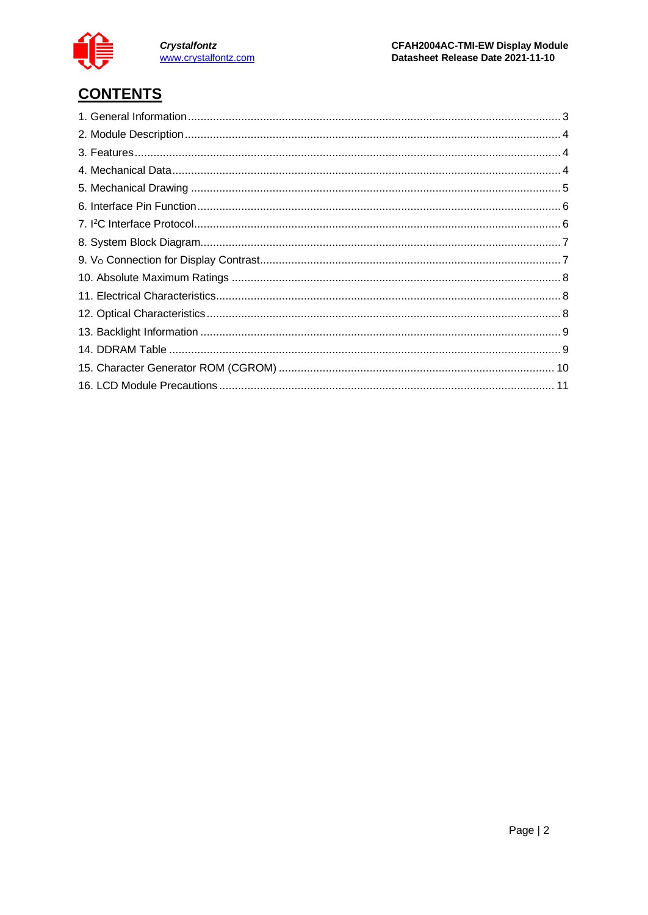## CONTENTS

1. General Information ........................................................ 3
2. Module Description ........................................................ 4
3. Features ........................................................ 4
4. Mechanical Data ........................................................ 4
5. Mechanical Drawing ........................................................ 5
6. Interface Pin Function ........................................................ 6
7. $I^2C$ Interface Protocol ........................................................ 6
8. System Block Diagram ........................................................ 7
9. $V_O$ Connection for Display Contrast ........................................................ 7
10. Absolute Maximum Ratings ........................................................ 8
11. Electrical Characteristics ........................................................ 8
12. Optical Characteristics ........................................................ 8
13. Backlight Information ........................................................ 9
14. DDRAM Table ........................................................ 9
15. Character Generator ROM (CGROM) ........................................................ 10
16. LCD Module Precautions ........................................................ 11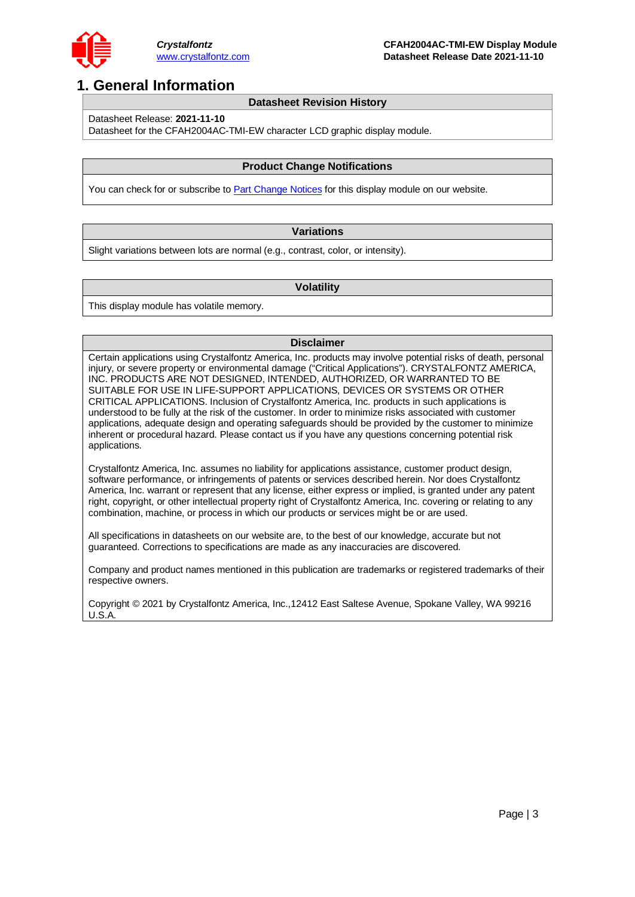# 1. General Information

**Datasheet Revision History**

Datasheet Release: **2021-11-10**
Datasheet for the CFAH2004AC-TMI-EW character LCD graphic display module.

**Product Change Notifications**

You can check for or subscribe to Part Change Notices for this display module on our website.

**Variations**

Slight variations between lots are normal (e.g., contrast, color, or intensity).

**Volatility**

This display module has volatile memory.

**Disclaimer**

Certain applications using Crystalfontz America, Inc. products may involve potential risks of death, personal injury, or severe property or environmental damage (“Critical Applications”). CRYSTALFONTZ AMERICA, INC. PRODUCTS ARE NOT DESIGNED, INTENDED, AUTHORIZED, OR WARRANTED TO BE SUITABLE FOR USE IN LIFE-SUPPORT APPLICATIONS, DEVICES OR SYSTEMS OR OTHER CRITICAL APPLICATIONS. Inclusion of Crystalfontz America, Inc. products in such applications is understood to be fully at the risk of the customer. In order to minimize risks associated with customer applications, adequate design and operating safeguards should be provided by the customer to minimize inherent or procedural hazard. Please contact us if you have any questions concerning potential risk applications.

Crystalfontz America, Inc. assumes no liability for applications assistance, customer product design, software performance, or infringements of patents or services described herein. Nor does Crystalfontz America, Inc. warrant or represent that any license, either express or implied, is granted under any patent right, copyright, or other intellectual property right of Crystalfontz America, Inc. covering or relating to any combination, machine, or process in which our products or services might be or are used.

All specifications in datasheets on our website are, to the best of our knowledge, accurate but not guaranteed. Corrections to specifications are made as any inaccuracies are discovered.

Company and product names mentioned in this publication are trademarks or registered trademarks of their respective owners.

Copyright © 2021 by Crystalfontz America, Inc.,12412 East Saltese Avenue, Spokane Valley, WA 99216 U.S.A.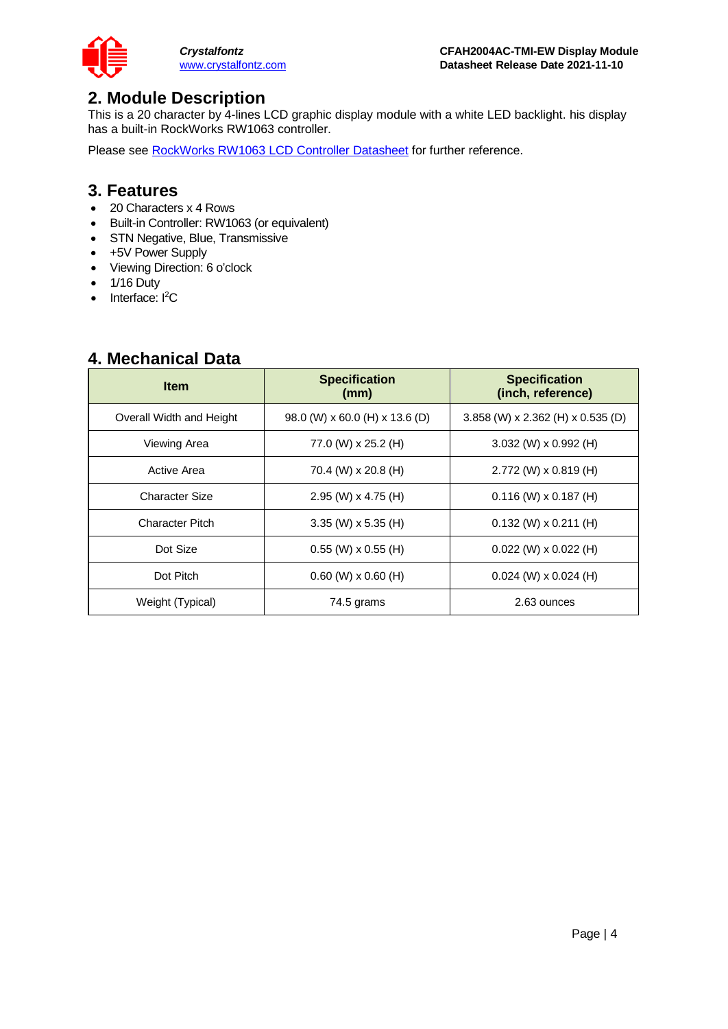## 2. Module Description

This is a 20 character by 4-lines LCD graphic display module with a white LED backlight. his display has a built-in RockWorks RW1063 controller.

Please see RockWorks RW1063 LCD Controller Datasheet for further reference.

## 3. Features

- 20 Characters x 4 Rows
- Built-in Controller: RW1063 (or equivalent)
- STN Negative, Blue, Transmissive
- +5V Power Supply
- Viewing Direction: 6 o'clock
- 1/16 Duty
- Interface: $I^2C$

## 4. Mechanical Data

| Item | Specification (mm) | Specification (inch, reference) |
|---|---|---|
| Overall Width and Height | 98.0 (W) x 60.0 (H) x 13.6 (D) | 3.858 (W) x 2.362 (H) x 0.535 (D) |
| Viewing Area | 77.0 (W) x 25.2 (H) | 3.032 (W) x 0.992 (H) |
| Active Area | 70.4 (W) x 20.8 (H) | 2.772 (W) x 0.819 (H) |
| Character Size | 2.95 (W) x 4.75 (H) | 0.116 (W) x 0.187 (H) |
| Character Pitch | 3.35 (W) x 5.35 (H) | 0.132 (W) x 0.211 (H) |
| Dot Size | 0.55 (W) x 0.55 (H) | 0.022 (W) x 0.022 (H) |
| Dot Pitch | 0.60 (W) x 0.60 (H) | 0.024 (W) x 0.024 (H) |
| Weight (Typical) | 74.5 grams | 2.63 ounces |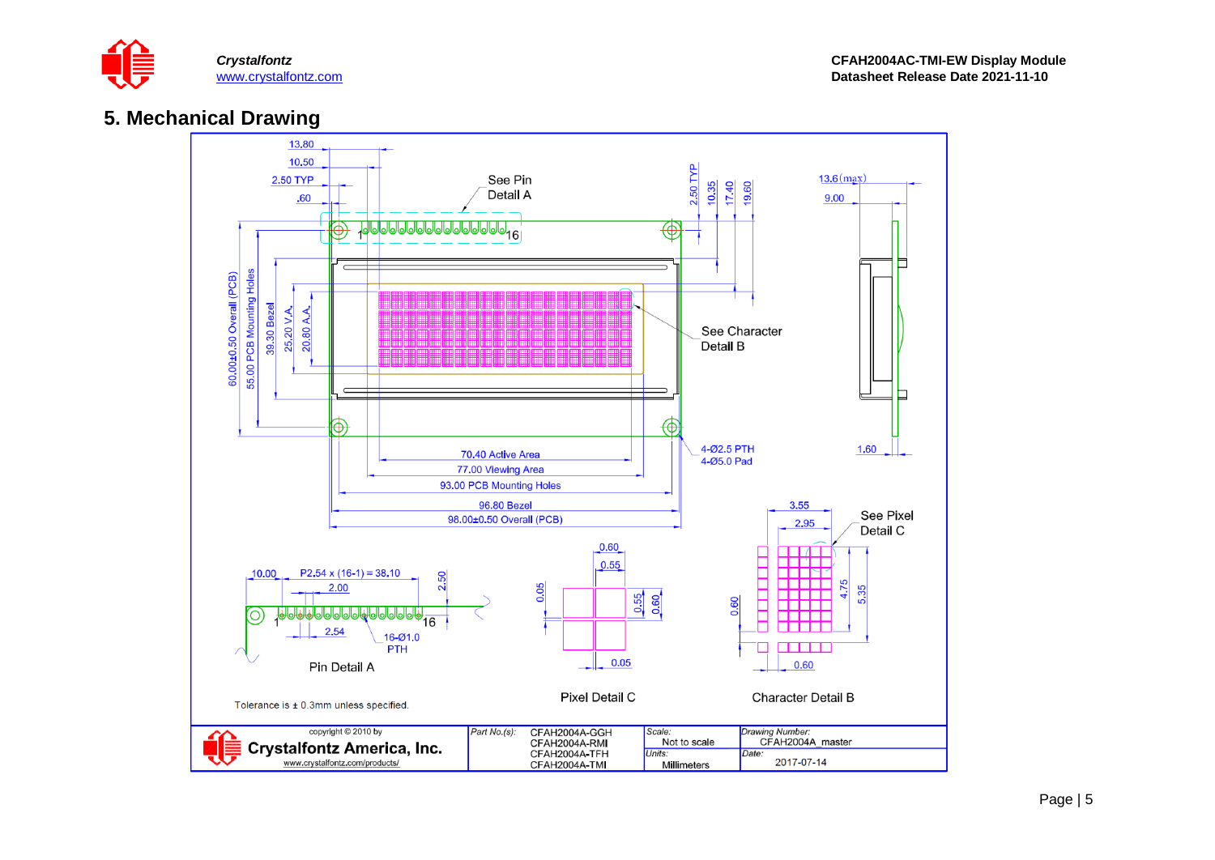## 5. Mechanical Drawing

13.80
10.50
2.50 TYP
.60

See Pin Detail A

2.50 TYP
10.35
17.40
19.60

13.6(max)
9.00

60.00±0.50 Overall (PCB)
55.00 PCB Mounting Holes
39.30 Bezel
25.20 V.A.
20.80 A.A.

See Character Detail B

4-Ø2.5 PTH
4-Ø5.0 Pad

1.60

70.40 Active Area
77.00 Viewing Area
93.00 PCB Mounting Holes
96.80 Bezel
98.00±0.50 Overall (PCB)

10.00
P2.54 x (16-1) = 38.10
2.00
2.50
2.54
16-Ø1.0 PTH

Pin Detail A

0.60
0.55
0.05
0.55
0.60
0.05

Pixel Detail C

3.55
2.95
See Pixel Detail C
0.60
4.75
5.35
0.60

Character Detail B

Tolerance is ± 0.3mm unless specified.

| copyright © 2010 by Crystalfontz America, Inc. www.crystalfontz.com/products/ | Part No.(s): CFAH2004A-GGH CFAH2004A-RMI CFAH2004A-TFH CFAH2004A-TMI | Scale: Not to scale | Drawing Number: CFAH2004A_master |
|---|---|---|---|
| | | Units: Millimeters | Date: 2017-07-14 |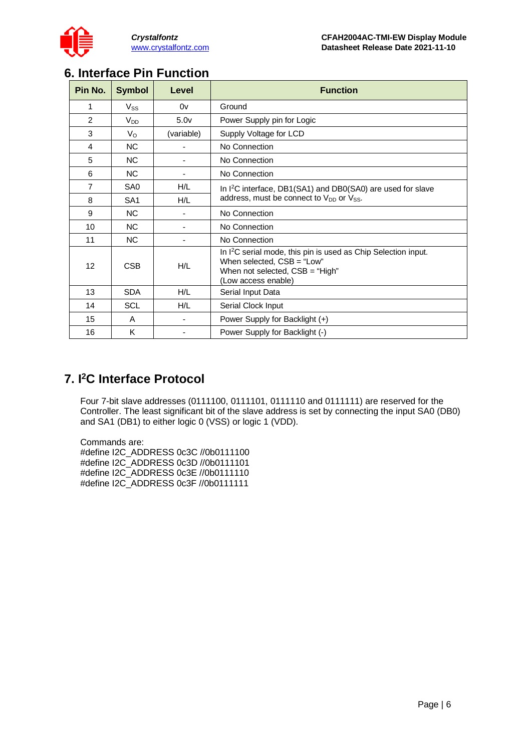## 6. Interface Pin Function

| Pin No. | Symbol | Level | Function |
|---|---|---|---|
| 1 | $V_{SS}$ | 0v | Ground |
| 2 | $V_{DD}$ | 5.0v | Power Supply pin for Logic |
| 3 | $V_O$ | (variable) | Supply Voltage for LCD |
| 4 | NC | - | No Connection |
| 5 | NC | - | No Connection |
| 6 | NC | - | No Connection |
| 7 | SA0 | H/L | In I²C interface, DB1(SA1) and DB0(SA0) are used for slave address, must be connect to $V_{DD}$ or $V_{SS}$. |
| 8 | SA1 | H/L | |
| 9 | NC | - | No Connection |
| 10 | NC | - | No Connection |
| 11 | NC | - | No Connection |
| 12 | CSB | H/L | In I²C serial mode, this pin is used as Chip Selection input. When selected, CSB = "Low" When not selected, CSB = "High" (Low access enable) |
| 13 | SDA | H/L | Serial Input Data |
| 14 | SCL | H/L | Serial Clock Input |
| 15 | A | - | Power Supply for Backlight (+) |
| 16 | K | - | Power Supply for Backlight (-) |

## 7. I²C Interface Protocol

Four 7-bit slave addresses (0111100, 0111101, 0111110 and 0111111) are reserved for the Controller. The least significant bit of the slave address is set by connecting the input SA0 (DB0) and SA1 (DB1) to either logic 0 (VSS) or logic 1 (VDD).

Commands are:

```
#define I2C_ADDRESS 0c3C //0b0111100
#define I2C_ADDRESS 0c3D //0b0111101
#define I2C_ADDRESS 0c3E //0b0111110
#define I2C_ADDRESS 0c3F //0b0111111
```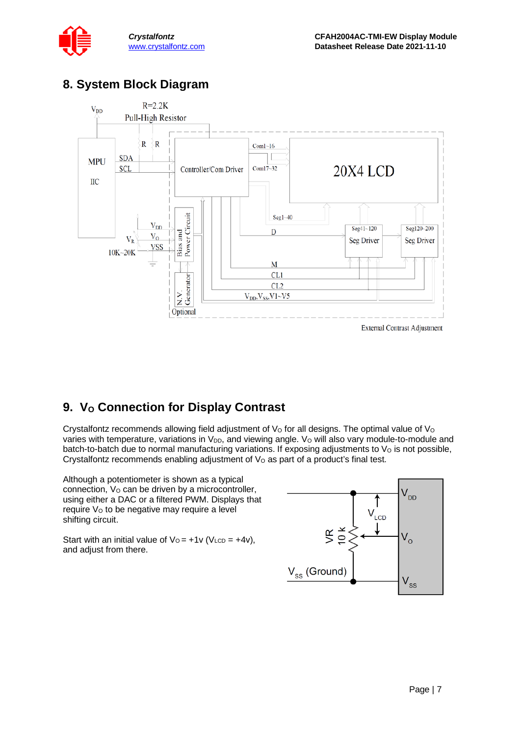## 8. System Block Diagram

## 9. $V_O$ Connection for Display Contrast

Crystalfontz recommends allowing field adjustment of $V_O$ for all designs. The optimal value of $V_O$ varies with temperature, variations in $V_{DD}$, and viewing angle. $V_O$ will also vary module-to-module and batch-to-batch due to normal manufacturing variations. If exposing adjustments to $V_O$ is not possible, Crystalfontz recommends enabling adjustment of $V_O$ as part of a product's final test.

Although a potentiometer is shown as a typical connection, $V_O$ can be driven by a microcontroller, using either a DAC or a filtered PWM. Displays that require $V_O$ to be negative may require a level shifting circuit.

Start with an initial value of $V_O$ = +1v ($V_{LCD}$ = +4v), and adjust from there.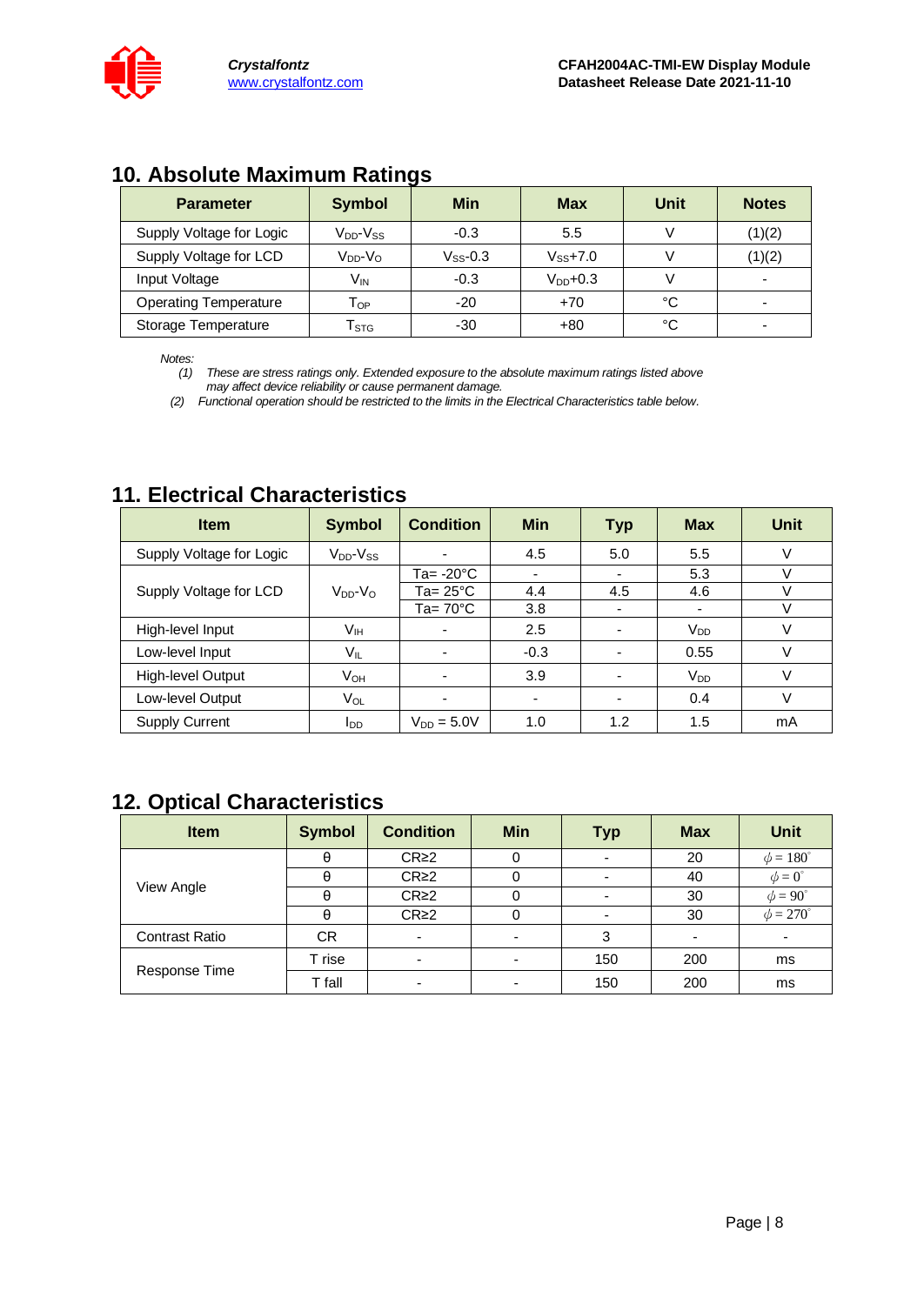## 10. Absolute Maximum Ratings

| Parameter | Symbol | Min | Max | Unit | Notes |
|---|---|---|---|---|---|
| Supply Voltage for Logic | $V_{DD}$-$V_{SS}$ | -0.3 | 5.5 | V | (1)(2) |
| Supply Voltage for LCD | $V_{DD}$-$V_O$ | $V_{SS}$-0.3 | $V_{SS}$+7.0 | V | (1)(2) |
| Input Voltage | $V_{IN}$ | -0.3 | $V_{DD}$+0.3 | V | - |
| Operating Temperature | $T_{OP}$ | -20 | +70 | °C | - |
| Storage Temperature | $T_{STG}$ | -30 | +80 | °C | - |

*Notes:*

*(1) These are stress ratings only. Extended exposure to the absolute maximum ratings listed above may affect device reliability or cause permanent damage.*

*(2) Functional operation should be restricted to the limits in the Electrical Characteristics table below.*

## 11. Electrical Characteristics

| Item | Symbol | Condition | Min | Typ | Max | Unit |
|---|---|---|---|---|---|---|
| Supply Voltage for Logic | $V_{DD}$-$V_{SS}$ | - | 4.5 | 5.0 | 5.5 | V |
| Supply Voltage for LCD | $V_{DD}$-$V_O$ | Ta= -20°C | - | - | 5.3 | V |
| | | Ta= 25°C | 4.4 | 4.5 | 4.6 | V |
| | | Ta= 70°C | 3.8 | - | - | V |
| High-level Input | $V_{IH}$ | - | 2.5 | - | $V_{DD}$ | V |
| Low-level Input | $V_{IL}$ | - | -0.3 | - | 0.55 | V |
| High-level Output | $V_{OH}$ | - | 3.9 | - | $V_{DD}$ | V |
| Low-level Output | $V_{OL}$ | - | - | - | 0.4 | V |
| Supply Current | $I_{DD}$ | $V_{DD}$ = 5.0V | 1.0 | 1.2 | 1.5 | mA |

## 12. Optical Characteristics

| Item | Symbol | Condition | Min | Typ | Max | Unit |
|---|---|---|---|---|---|---|
| View Angle | θ | CR≥2 | 0 | - | 20 | $\phi = 180^{\circ}$ |
| | θ | CR≥2 | 0 | - | 40 | $\phi = 0^{\circ}$ |
| | θ | CR≥2 | 0 | - | 30 | $\phi = 90^{\circ}$ |
| | θ | CR≥2 | 0 | - | 30 | $\phi = 270^{\circ}$ |
| Contrast Ratio | CR | - | - | 3 | - | - |
| Response Time | T rise | - | - | 150 | 200 | ms |
| | T fall | - | - | 150 | 200 | ms |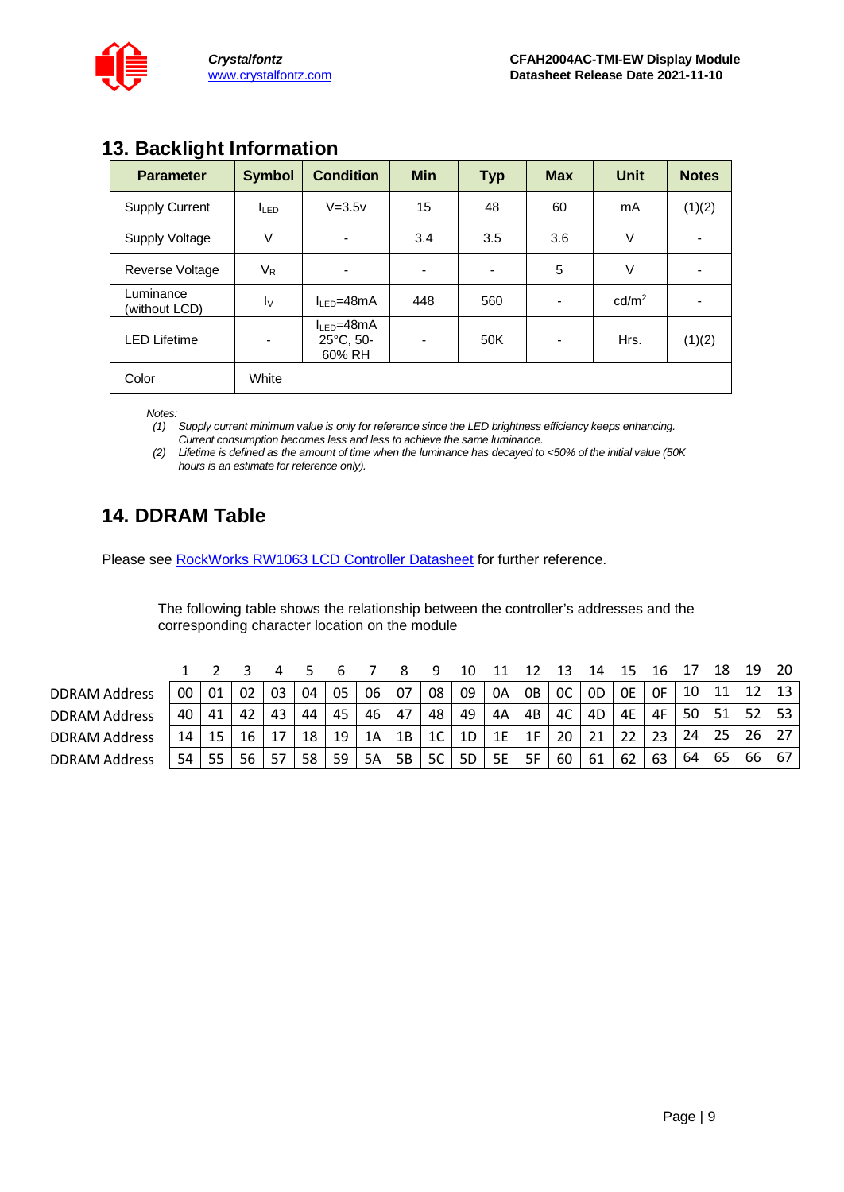## 13. Backlight Information

| Parameter | Symbol | Condition | Min | Typ | Max | Unit | Notes |
|---|---|---|---|---|---|---|---|
| Supply Current | $I_{LED}$ | V=3.5v | 15 | 48 | 60 | mA | (1)(2) |
| Supply Voltage | V | - | 3.4 | 3.5 | 3.6 | V | - |
| Reverse Voltage | $V_R$ | - | - | - | 5 | V | - |
| Luminance (without LCD) | $I_V$ | $I_{LED}$=48mA | 448 | 560 | - | cd/m$^2$ | - |
| LED Lifetime | - | $I_{LED}$=48mA 25°C, 50-60% RH | - | 50K | - | Hrs. | (1)(2) |
| Color | White | | | | | | |

*Notes:*

*(1) Supply current minimum value is only for reference since the LED brightness efficiency keeps enhancing. Current consumption becomes less and less to achieve the same luminance.*

*(2) Lifetime is defined as the amount of time when the luminance has decayed to <50% of the initial value (50K hours is an estimate for reference only).*

## 14. DDRAM Table

Please see RockWorks RW1063 LCD Controller Datasheet for further reference.

The following table shows the relationship between the controller's addresses and the corresponding character location on the module

| | 1 | 2 | 3 | 4 | 5 | 6 | 7 | 8 | 9 | 10 | 11 | 12 | 13 | 14 | 15 | 16 | 17 | 18 | 19 | 20 |
|---|---|---|---|---|---|---|---|---|---|---|---|---|---|---|---|---|---|---|---|---|
| DDRAM Address | 00 | 01 | 02 | 03 | 04 | 05 | 06 | 07 | 08 | 09 | 0A | 0B | 0C | 0D | 0E | 0F | 10 | 11 | 12 | 13 |
| DDRAM Address | 40 | 41 | 42 | 43 | 44 | 45 | 46 | 47 | 48 | 49 | 4A | 4B | 4C | 4D | 4E | 4F | 50 | 51 | 52 | 53 |
| DDRAM Address | 14 | 15 | 16 | 17 | 18 | 19 | 1A | 1B | 1C | 1D | 1E | 1F | 20 | 21 | 22 | 23 | 24 | 25 | 26 | 27 |
| DDRAM Address | 54 | 55 | 56 | 57 | 58 | 59 | 5A | 5B | 5C | 5D | 5E | 5F | 60 | 61 | 62 | 63 | 64 | 65 | 66 | 67 |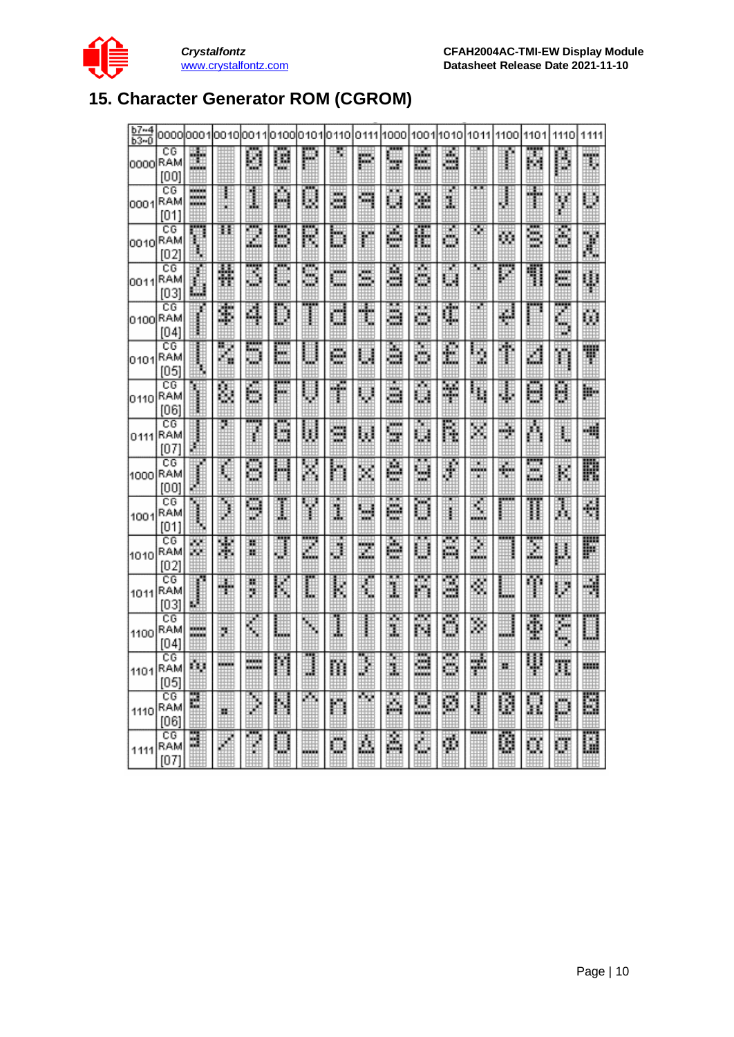# 15. Character Generator ROM (CGROM)

| b7~4 / b3~0 | 0000 | 0001 | 0010 | 0011 | 0100 | 0101 | 0110 | 0111 | 1000 | 1001 | 1010 | 1011 | 1100 | 1101 | 1110 | 1111 |
|---|---|---|---|---|---|---|---|---|---|---|---|---|---|---|---|---|
| 0000 | CG RAM [00] | | | 0 | @ | P | ` | p | | | | | | | | |
| 0001 | CG RAM [01] | | ! | 1 | A | Q | a | q | | | | | | | | |
| 0010 | CG RAM [02] | | " | 2 | B | R | b | r | | | | | | | | |
| 0011 | CG RAM [03] | | # | 3 | C | S | c | s | | | | | | | | |
| 0100 | CG RAM [04] | | $ | 4 | D | T | d | t | | | | | | | | |
| 0101 | CG RAM [05] | | % | 5 | E | U | e | u | | | | | | | | |
| 0110 | CG RAM [06] | | & | 6 | F | V | f | v | | | | | | | | |
| 0111 | CG RAM [07] | | ' | 7 | G | W | g | w | | | | | | | | |
| 1000 | CG RAM [00] | | ( | 8 | H | X | h | x | | | | | | | | |
| 1001 | CG RAM [01] | | ) | 9 | I | Y | i | y | | | | | | | | |
| 1010 | CG RAM [02] | | * | : | J | Z | j | z | | | | | | | | |
| 1011 | CG RAM [03] | | + | ; | K | [ | k | { | | | | | | | | |
| 1100 | CG RAM [04] | | , | < | L | \ | l | \| | | | | | | | | |
| 1101 | CG RAM [05] | | - | = | M | ] | m | } | | | | | | | | |
| 1110 | CG RAM [06] | | . | > | N | ^ | n | ~ | | | | | | | | |
| 1111 | CG RAM [07] | | / | ? | O | _ | o | | | | | | | | | |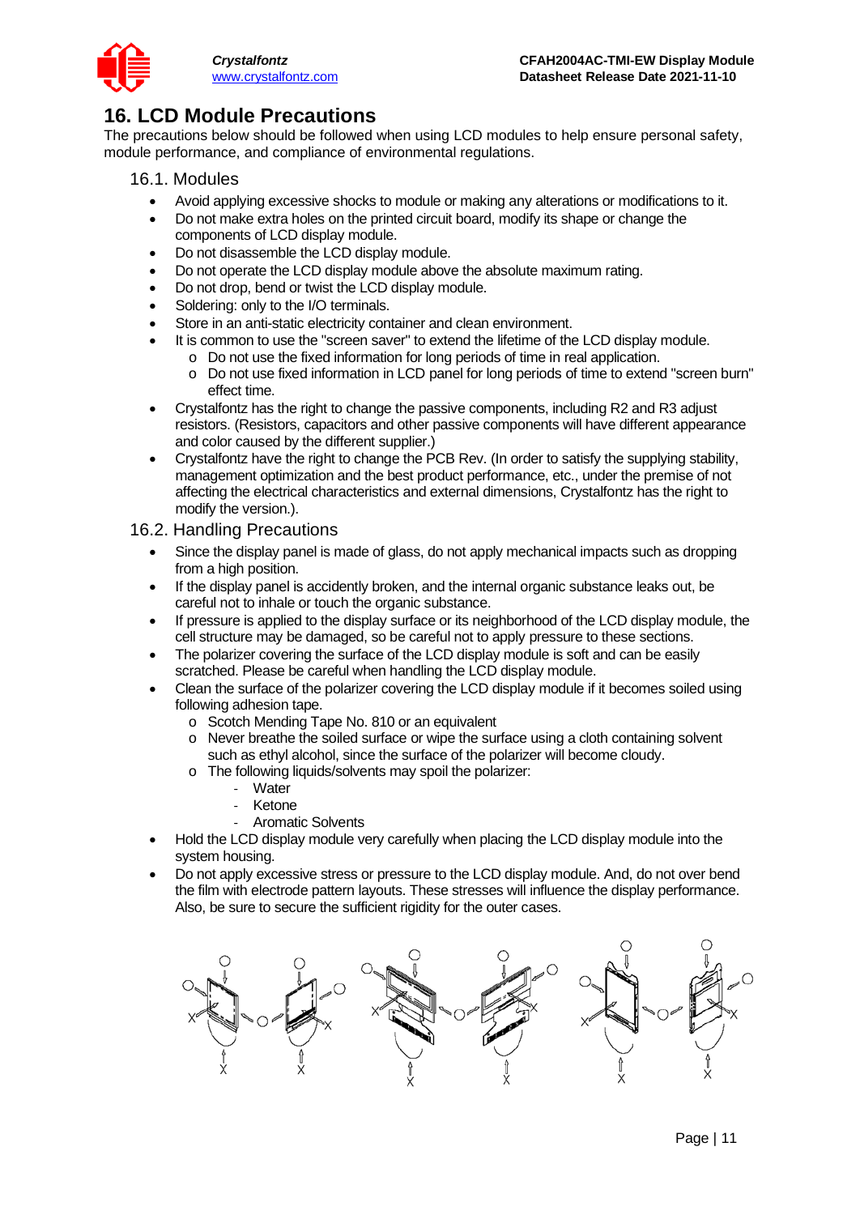# 16. LCD Module Precautions

The precautions below should be followed when using LCD modules to help ensure personal safety, module performance, and compliance of environmental regulations.

## 16.1. Modules

- Avoid applying excessive shocks to module or making any alterations or modifications to it.
- Do not make extra holes on the printed circuit board, modify its shape or change the components of LCD display module.
- Do not disassemble the LCD display module.
- Do not operate the LCD display module above the absolute maximum rating.
- Do not drop, bend or twist the LCD display module.
- Soldering: only to the I/O terminals.
- Store in an anti-static electricity container and clean environment.
- It is common to use the "screen saver" to extend the lifetime of the LCD display module.
  - Do not use the fixed information for long periods of time in real application.
  - Do not use fixed information in LCD panel for long periods of time to extend "screen burn" effect time.
- Crystalfontz has the right to change the passive components, including R2 and R3 adjust resistors. (Resistors, capacitors and other passive components will have different appearance and color caused by the different supplier.)
- Crystalfontz have the right to change the PCB Rev. (In order to satisfy the supplying stability, management optimization and the best product performance, etc., under the premise of not affecting the electrical characteristics and external dimensions, Crystalfontz has the right to modify the version.).

## 16.2. Handling Precautions

- Since the display panel is made of glass, do not apply mechanical impacts such as dropping from a high position.
- If the display panel is accidently broken, and the internal organic substance leaks out, be careful not to inhale or touch the organic substance.
- If pressure is applied to the display surface or its neighborhood of the LCD display module, the cell structure may be damaged, so be careful not to apply pressure to these sections.
- The polarizer covering the surface of the LCD display module is soft and can be easily scratched. Please be careful when handling the LCD display module.
- Clean the surface of the polarizer covering the LCD display module if it becomes soiled using following adhesion tape.
  - Scotch Mending Tape No. 810 or an equivalent
  - Never breathe the soiled surface or wipe the surface using a cloth containing solvent such as ethyl alcohol, since the surface of the polarizer will become cloudy.
  - The following liquids/solvents may spoil the polarizer:
    - Water
    - Ketone
    - Aromatic Solvents
- Hold the LCD display module very carefully when placing the LCD display module into the system housing.
- Do not apply excessive stress or pressure to the LCD display module. And, do not over bend the film with electrode pattern layouts. These stresses will influence the display performance. Also, be sure to secure the sufficient rigidity for the outer cases.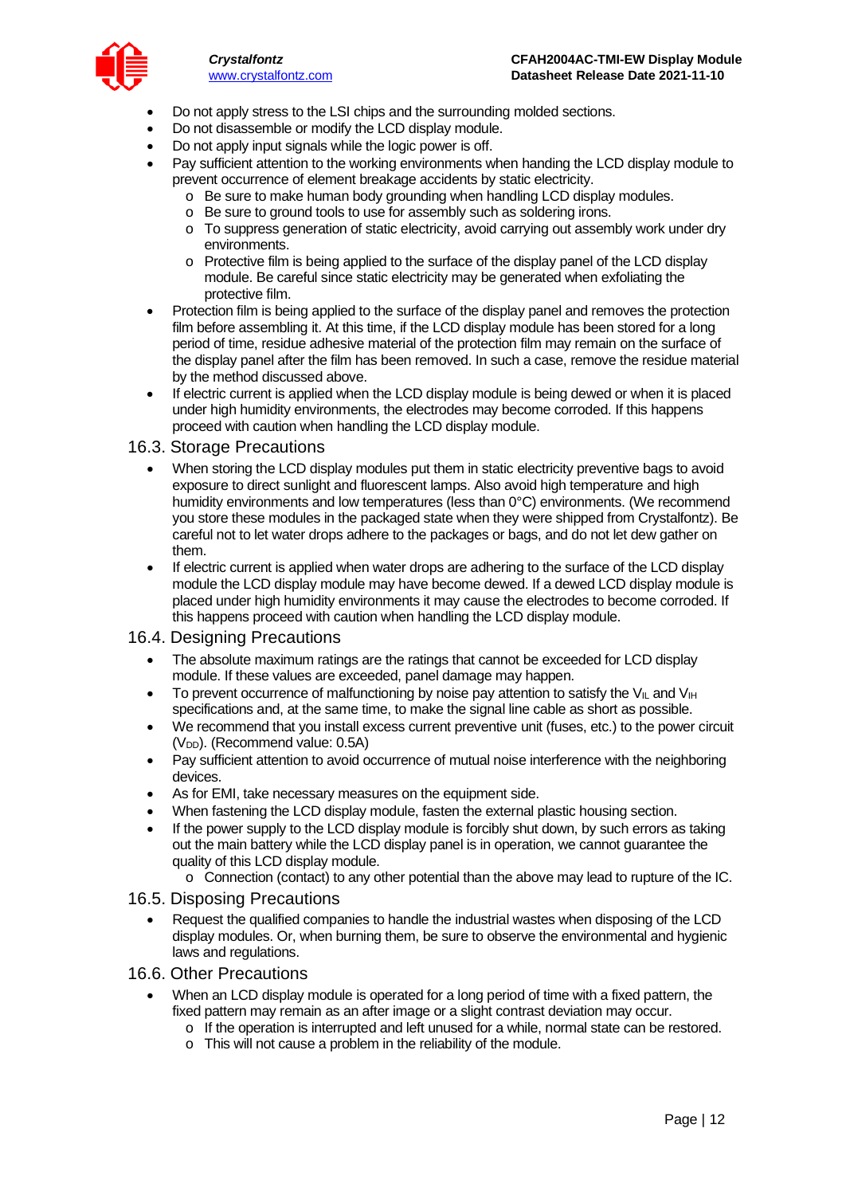- Do not apply stress to the LSI chips and the surrounding molded sections.
- Do not disassemble or modify the LCD display module.
- Do not apply input signals while the logic power is off.
- Pay sufficient attention to the working environments when handing the LCD display module to prevent occurrence of element breakage accidents by static electricity.
  - Be sure to make human body grounding when handling LCD display modules.
  - Be sure to ground tools to use for assembly such as soldering irons.
  - To suppress generation of static electricity, avoid carrying out assembly work under dry environments.
  - Protective film is being applied to the surface of the display panel of the LCD display module. Be careful since static electricity may be generated when exfoliating the protective film.
- Protection film is being applied to the surface of the display panel and removes the protection film before assembling it. At this time, if the LCD display module has been stored for a long period of time, residue adhesive material of the protection film may remain on the surface of the display panel after the film has been removed. In such a case, remove the residue material by the method discussed above.
- If electric current is applied when the LCD display module is being dewed or when it is placed under high humidity environments, the electrodes may become corroded. If this happens proceed with caution when handling the LCD display module.

## 16.3. Storage Precautions

- When storing the LCD display modules put them in static electricity preventive bags to avoid exposure to direct sunlight and fluorescent lamps. Also avoid high temperature and high humidity environments and low temperatures (less than 0°C) environments. (We recommend you store these modules in the packaged state when they were shipped from Crystalfontz). Be careful not to let water drops adhere to the packages or bags, and do not let dew gather on them.
- If electric current is applied when water drops are adhering to the surface of the LCD display module the LCD display module may have become dewed. If a dewed LCD display module is placed under high humidity environments it may cause the electrodes to become corroded. If this happens proceed with caution when handling the LCD display module.

## 16.4. Designing Precautions

- The absolute maximum ratings are the ratings that cannot be exceeded for LCD display module. If these values are exceeded, panel damage may happen.
- To prevent occurrence of malfunctioning by noise pay attention to satisfy the $V_{IL}$ and $V_{IH}$ specifications and, at the same time, to make the signal line cable as short as possible.
- We recommend that you install excess current preventive unit (fuses, etc.) to the power circuit ($V_{DD}$). (Recommend value: 0.5A)
- Pay sufficient attention to avoid occurrence of mutual noise interference with the neighboring devices.
- As for EMI, take necessary measures on the equipment side.
- When fastening the LCD display module, fasten the external plastic housing section.
- If the power supply to the LCD display module is forcibly shut down, by such errors as taking out the main battery while the LCD display panel is in operation, we cannot guarantee the quality of this LCD display module.
  - Connection (contact) to any other potential than the above may lead to rupture of the IC.

## 16.5. Disposing Precautions

- Request the qualified companies to handle the industrial wastes when disposing of the LCD display modules. Or, when burning them, be sure to observe the environmental and hygienic laws and regulations.

## 16.6. Other Precautions

- When an LCD display module is operated for a long period of time with a fixed pattern, the fixed pattern may remain as an after image or a slight contrast deviation may occur.
  - If the operation is interrupted and left unused for a while, normal state can be restored.
  - This will not cause a problem in the reliability of the module.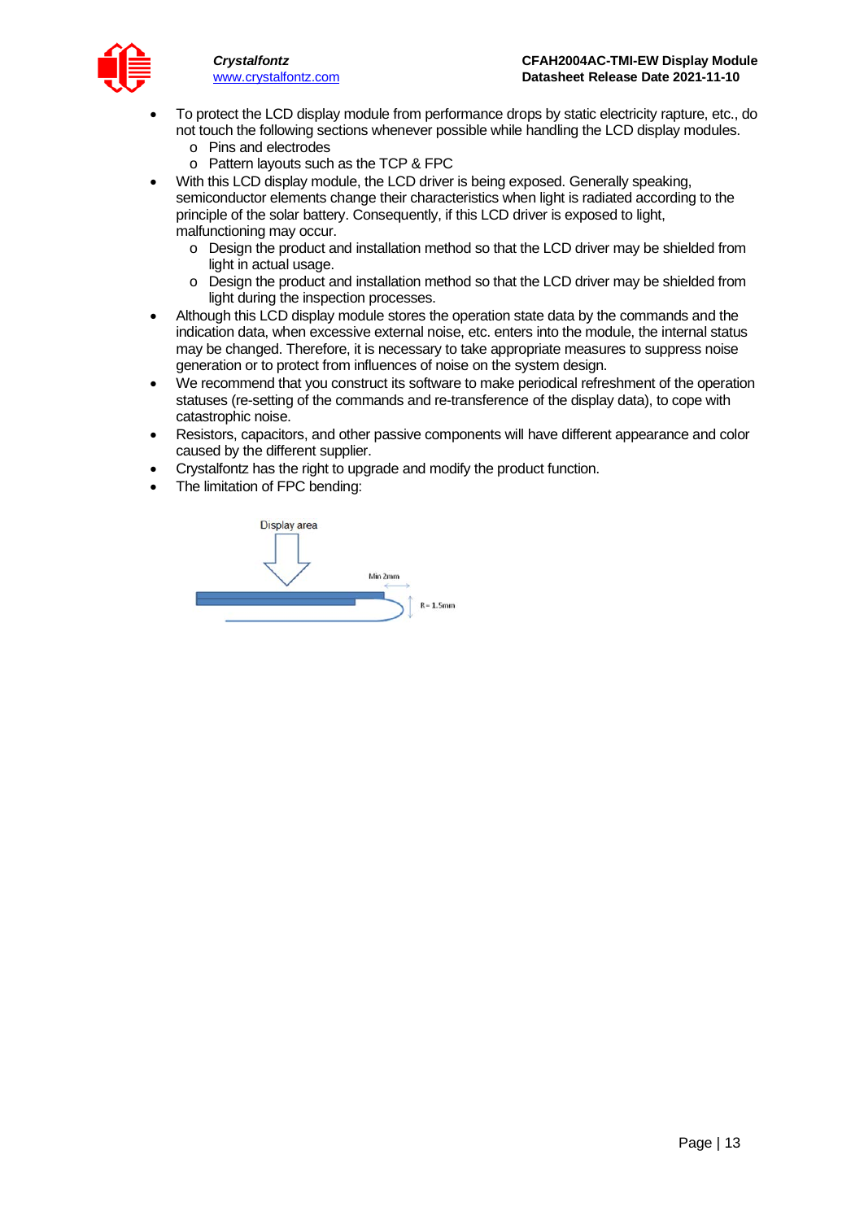- To protect the LCD display module from performance drops by static electricity rapture, etc., do not touch the following sections whenever possible while handling the LCD display modules.
  - Pins and electrodes
  - Pattern layouts such as the TCP & FPC
- With this LCD display module, the LCD driver is being exposed. Generally speaking, semiconductor elements change their characteristics when light is radiated according to the principle of the solar battery. Consequently, if this LCD driver is exposed to light, malfunctioning may occur.
  - Design the product and installation method so that the LCD driver may be shielded from light in actual usage.
  - Design the product and installation method so that the LCD driver may be shielded from light during the inspection processes.
- Although this LCD display module stores the operation state data by the commands and the indication data, when excessive external noise, etc. enters into the module, the internal status may be changed. Therefore, it is necessary to take appropriate measures to suppress noise generation or to protect from influences of noise on the system design.
- We recommend that you construct its software to make periodical refreshment of the operation statuses (re-setting of the commands and re-transference of the display data), to cope with catastrophic noise.
- Resistors, capacitors, and other passive components will have different appearance and color caused by the different supplier.
- Crystalfontz has the right to upgrade and modify the product function.
- The limitation of FPC bending:

Display area

Min 2mm

R= 1.5mm